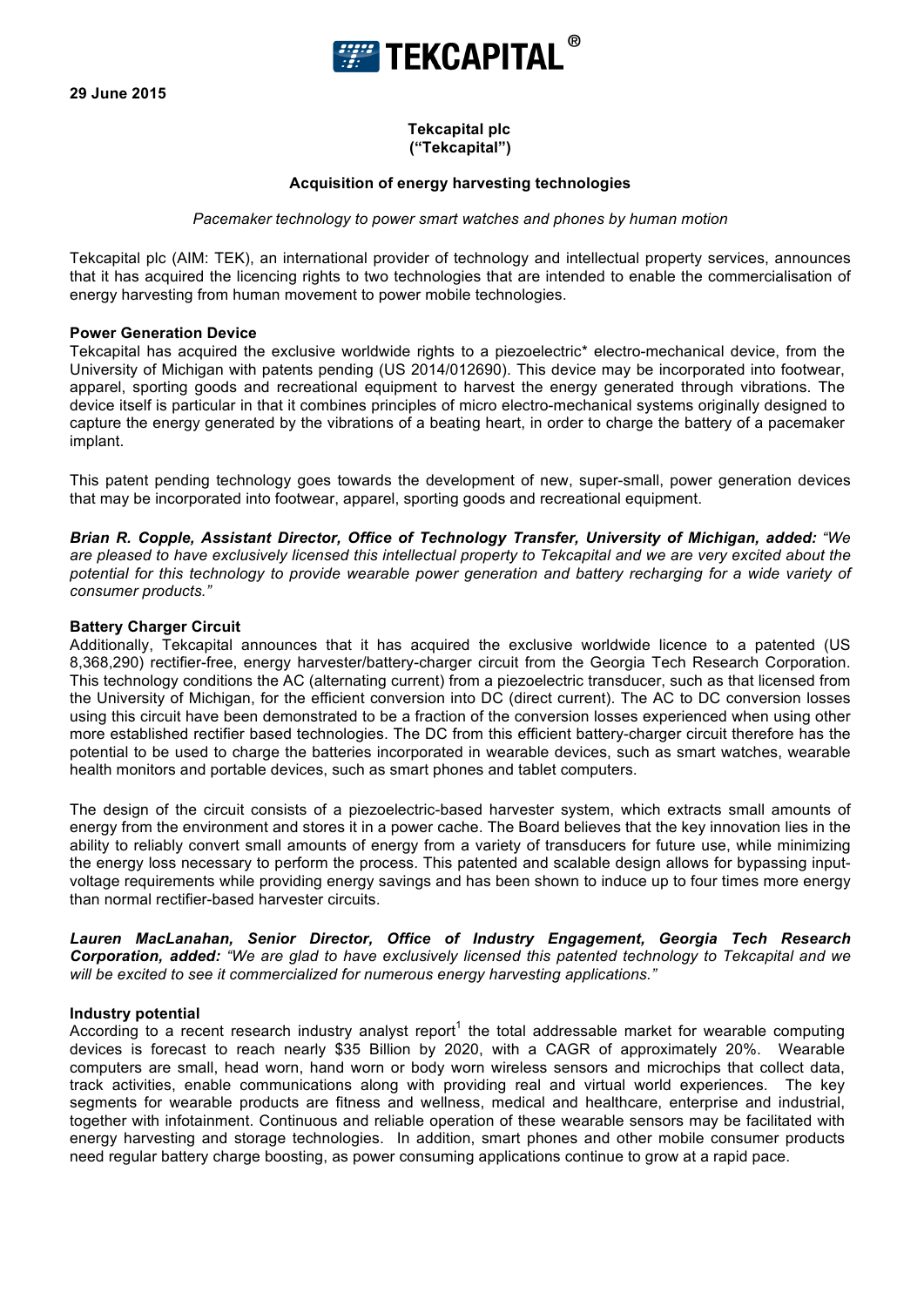29 June 2015

**Tekcapital plc**
**("Tekcapital")**

**Acquisition of energy harvesting technologies**

*Pacemaker technology to power smart watches and phones by human motion*

Tekcapital plc (AIM: TEK), an international provider of technology and intellectual property services, announces that it has acquired the licencing rights to two technologies that are intended to enable the commercialisation of energy harvesting from human movement to power mobile technologies.

**Power Generation Device**

Tekcapital has acquired the exclusive worldwide rights to a piezoelectric* electro-mechanical device, from the University of Michigan with patents pending (US 2014/012690). This device may be incorporated into footwear, apparel, sporting goods and recreational equipment to harvest the energy generated through vibrations. The device itself is particular in that it combines principles of micro electro-mechanical systems originally designed to capture the energy generated by the vibrations of a beating heart, in order to charge the battery of a pacemaker implant.

This patent pending technology goes towards the development of new, super-small, power generation devices that may be incorporated into footwear, apparel, sporting goods and recreational equipment.

***Brian R. Copple, Assistant Director, Office of Technology Transfer, University of Michigan, added:*** *"We are pleased to have exclusively licensed this intellectual property to Tekcapital and we are very excited about the potential for this technology to provide wearable power generation and battery recharging for a wide variety of consumer products."*

**Battery Charger Circuit**

Additionally, Tekcapital announces that it has acquired the exclusive worldwide licence to a patented (US 8,368,290) rectifier-free, energy harvester/battery-charger circuit from the Georgia Tech Research Corporation. This technology conditions the AC (alternating current) from a piezoelectric transducer, such as that licensed from the University of Michigan, for the efficient conversion into DC (direct current). The AC to DC conversion losses using this circuit have been demonstrated to be a fraction of the conversion losses experienced when using other more established rectifier based technologies. The DC from this efficient battery-charger circuit therefore has the potential to be used to charge the batteries incorporated in wearable devices, such as smart watches, wearable health monitors and portable devices, such as smart phones and tablet computers.

The design of the circuit consists of a piezoelectric-based harvester system, which extracts small amounts of energy from the environment and stores it in a power cache. The Board believes that the key innovation lies in the ability to reliably convert small amounts of energy from a variety of transducers for future use, while minimizing the energy loss necessary to perform the process. This patented and scalable design allows for bypassing input-voltage requirements while providing energy savings and has been shown to induce up to four times more energy than normal rectifier-based harvester circuits.

***Lauren MacLanahan, Senior Director, Office of Industry Engagement, Georgia Tech Research Corporation, added:*** *"We are glad to have exclusively licensed this patented technology to Tekcapital and we will be excited to see it commercialized for numerous energy harvesting applications."*

**Industry potential**

According to a recent research industry analyst report[1] the total addressable market for wearable computing devices is forecast to reach nearly $35 Billion by 2020, with a CAGR of approximately 20%. Wearable computers are small, head worn, hand worn or body worn wireless sensors and microchips that collect data, track activities, enable communications along with providing real and virtual world experiences. The key segments for wearable products are fitness and wellness, medical and healthcare, enterprise and industrial, together with infotainment. Continuous and reliable operation of these wearable sensors may be facilitated with energy harvesting and storage technologies. In addition, smart phones and other mobile consumer products need regular battery charge boosting, as power consuming applications continue to grow at a rapid pace.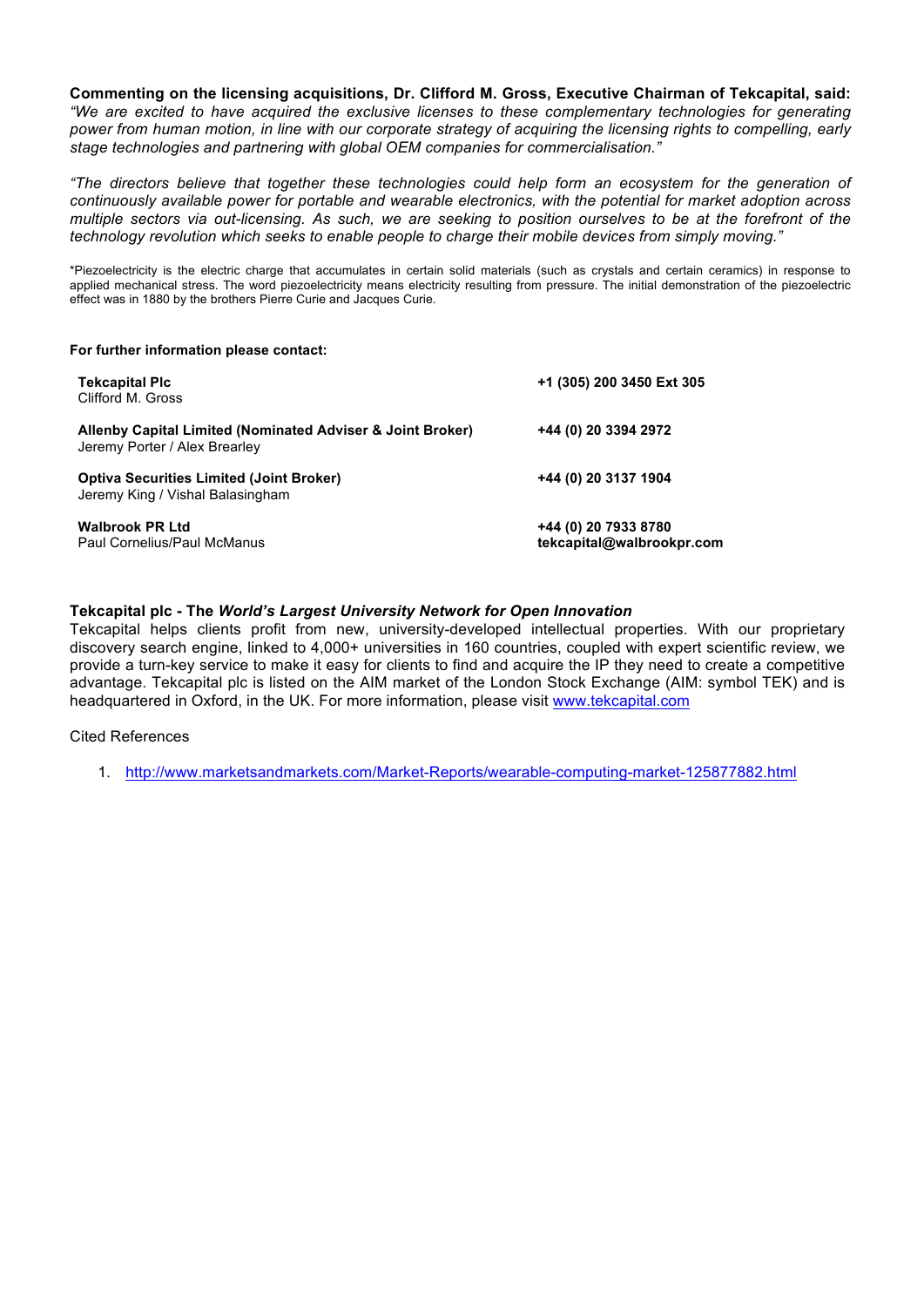**Commenting on the licensing acquisitions, Dr. Clifford M. Gross, Executive Chairman of Tekcapital, said:** *"We are excited to have acquired the exclusive licenses to these complementary technologies for generating power from human motion, in line with our corporate strategy of acquiring the licensing rights to compelling, early stage technologies and partnering with global OEM companies for commercialisation."*

*"The directors believe that together these technologies could help form an ecosystem for the generation of continuously available power for portable and wearable electronics, with the potential for market adoption across multiple sectors via out-licensing. As such, we are seeking to position ourselves to be at the forefront of the technology revolution which seeks to enable people to charge their mobile devices from simply moving."*

*Piezoelectricity is the electric charge that accumulates in certain solid materials (such as crystals and certain ceramics) in response to applied mechanical stress. The word piezoelectricity means electricity resulting from pressure. The initial demonstration of the piezoelectric effect was in 1880 by the brothers Pierre Curie and Jacques Curie.

**For further information please contact:**

| | |
|---|---|
| **Tekcapital Plc**<br>Clifford M. Gross | **+1 (305) 200 3450 Ext 305** |
| **Allenby Capital Limited (Nominated Adviser & Joint Broker)**<br>Jeremy Porter / Alex Brearley | **+44 (0) 20 3394 2972** |
| **Optiva Securities Limited (Joint Broker)**<br>Jeremy King / Vishal Balasingham | **+44 (0) 20 3137 1904** |
| **Walbrook PR Ltd**<br>Paul Cornelius/Paul McManus | **+44 (0) 20 7933 8780**<br>**tekcapital@walbrookpr.com** |

**Tekcapital plc - The *World's Largest University Network for Open Innovation***

Tekcapital helps clients profit from new, university-developed intellectual properties. With our proprietary discovery search engine, linked to 4,000+ universities in 160 countries, coupled with expert scientific review, we provide a turn-key service to make it easy for clients to find and acquire the IP they need to create a competitive advantage. Tekcapital plc is listed on the AIM market of the London Stock Exchange (AIM: symbol TEK) and is headquartered in Oxford, in the UK. For more information, please visit www.tekcapital.com

Cited References

1. http://www.marketsandmarkets.com/Market-Reports/wearable-computing-market-125877882.html